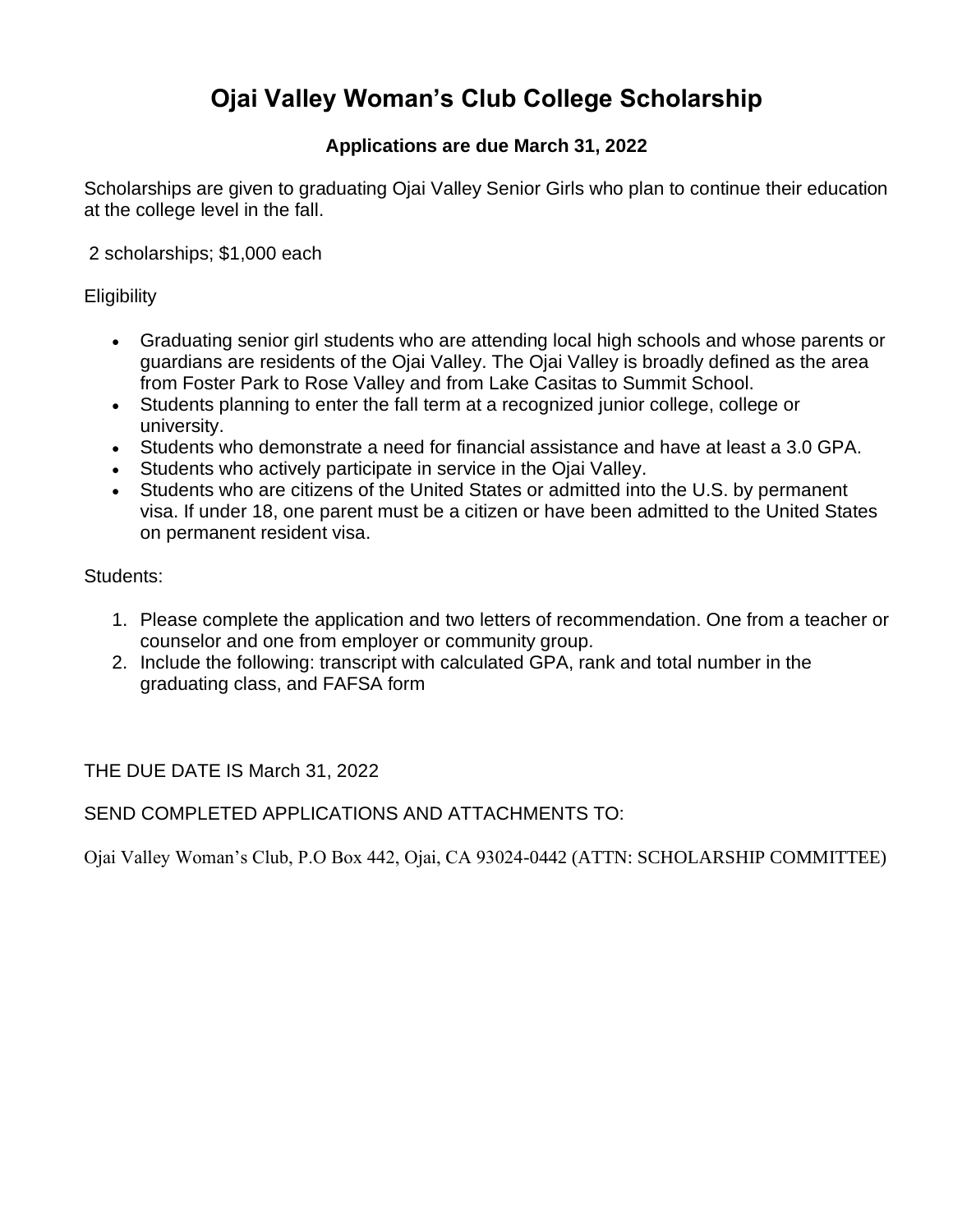# Ojai Valley Woman's Club College Scholarship

**Applications are due March 31, 2022**

Scholarships are given to graduating Ojai Valley Senior Girls who plan to continue their education at the college level in the fall.

2 scholarships; $1,000 each

Eligibility

- Graduating senior girl students who are attending local high schools and whose parents or guardians are residents of the Ojai Valley. The Ojai Valley is broadly defined as the area from Foster Park to Rose Valley and from Lake Casitas to Summit School.
- Students planning to enter the fall term at a recognized junior college, college or university.
- Students who demonstrate a need for financial assistance and have at least a 3.0 GPA.
- Students who actively participate in service in the Ojai Valley.
- Students who are citizens of the United States or admitted into the U.S. by permanent visa. If under 18, one parent must be a citizen or have been admitted to the United States on permanent resident visa.

Students:

1. Please complete the application and two letters of recommendation. One from a teacher or counselor and one from employer or community group.
2. Include the following: transcript with calculated GPA, rank and total number in the graduating class, and FAFSA form

THE DUE DATE IS March 31, 2022

SEND COMPLETED APPLICATIONS AND ATTACHMENTS TO:

Ojai Valley Woman's Club, P.O Box 442, Ojai, CA 93024-0442 (ATTN: SCHOLARSHIP COMMITTEE)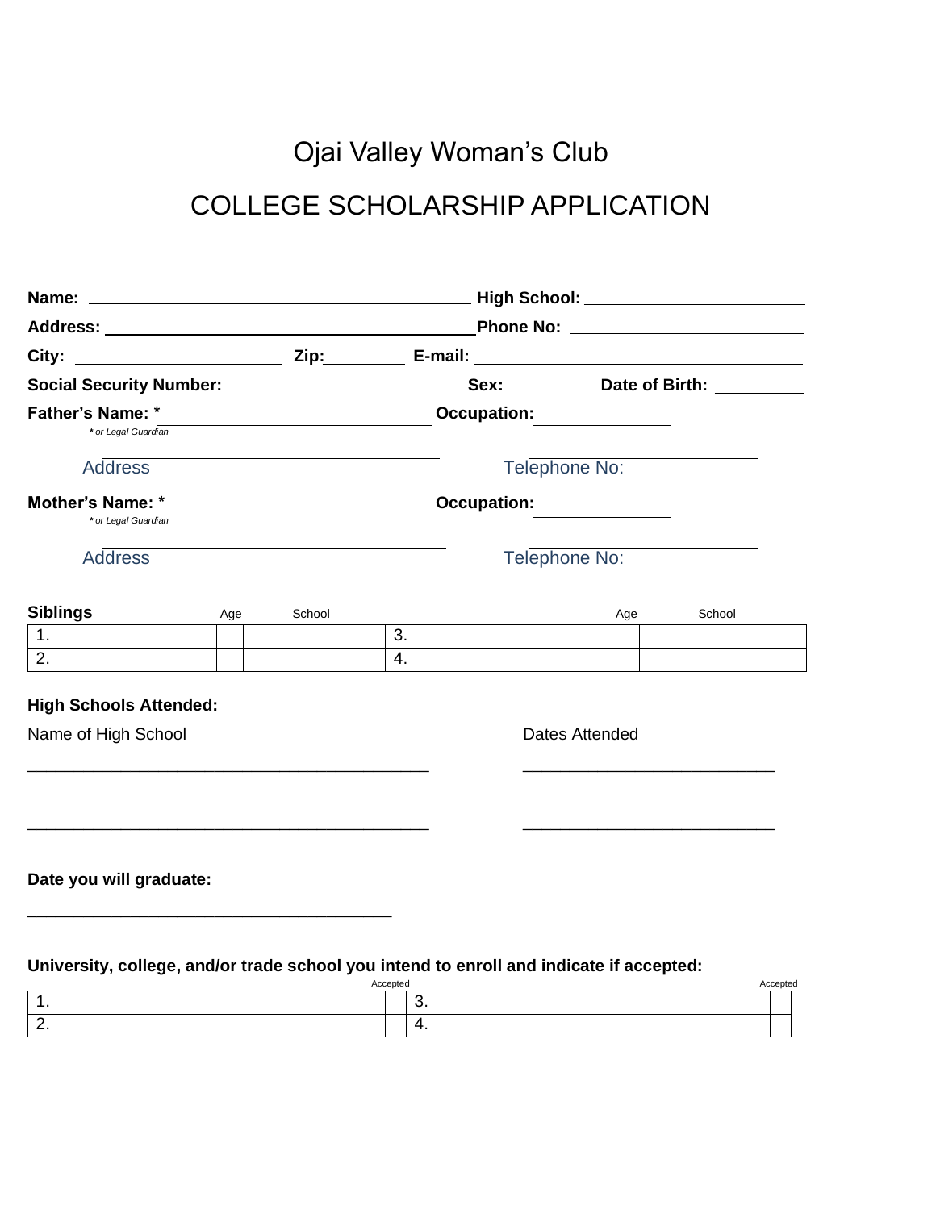# Ojai Valley Woman's Club

# COLLEGE SCHOLARSHIP APPLICATION

**Name:** ______________________________ **High School:** ____________________

**Address:** ______________________________ **Phone No:** ____________________

**City:** ____________________ **Zip:** __________ **E-mail:** ______________________________

**Social Security Number:** ____________________ **Sex:** __________ **Date of Birth:** __________

**Father's Name: *** ______________________________ **Occupation:** ______________

*\* or Legal Guardian*

______________________________ ____________________

Address Telephone No:

**Mother's Name: *** ______________________________ **Occupation:** ______________

*\* or Legal Guardian*

______________________________ ____________________

Address Telephone No:

| **Siblings** | Age | School | | Age | School |
|---|---|---|---|---|---|
| 1. | | | 3. | | |
| 2. | | | 4. | | |

**High Schools Attended:**

Name of High School Dates Attended

__________________________________________ __________________________

__________________________________________ __________________________

**Date you will graduate:**

______________________________________

**University, college, and/or trade school you intend to enroll and indicate if accepted:**

| | Accepted | | Accepted |
|---|---|---|---|
| 1. | | 3. | |
| 2. | | 4. | |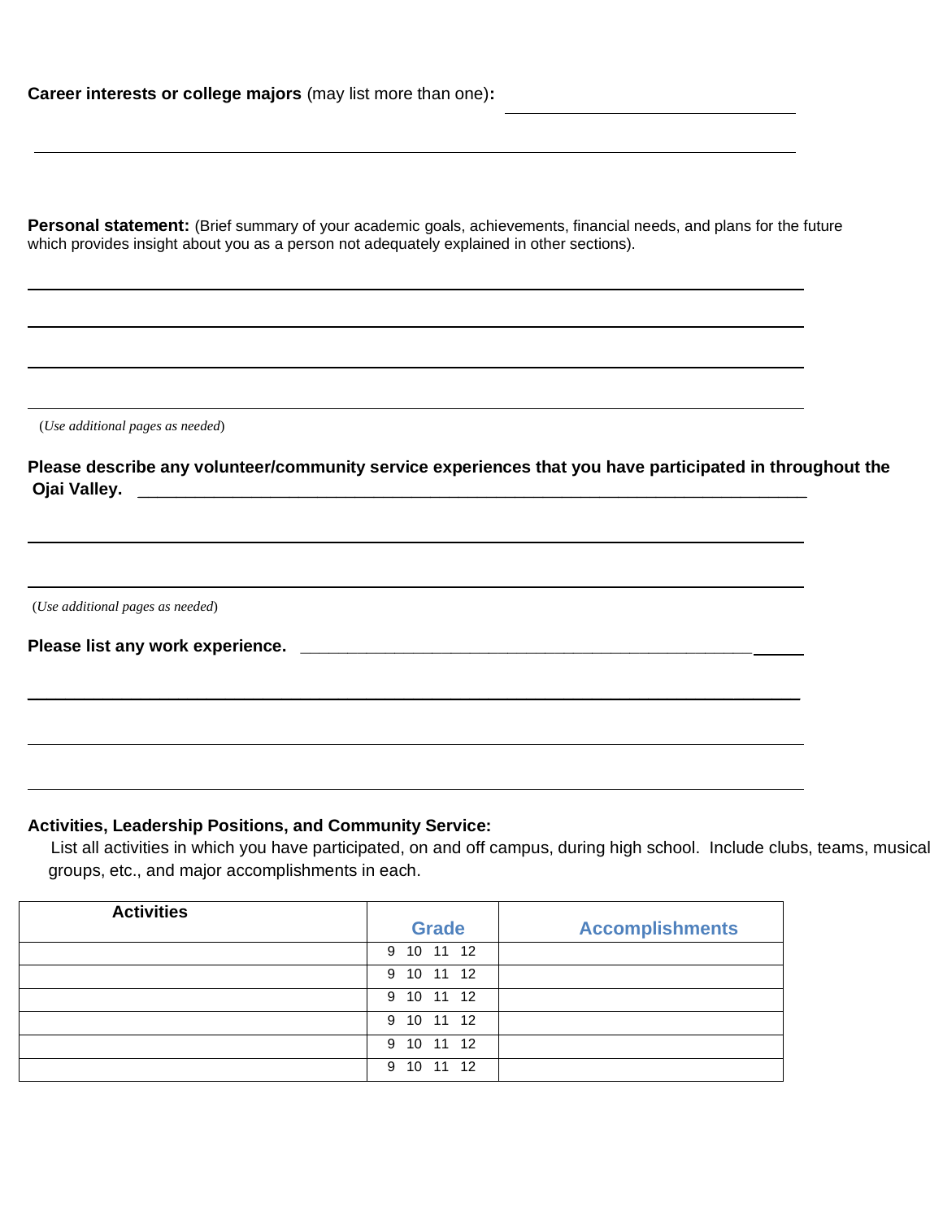**Career interests or college majors** (may list more than one)**:** ______________________________

_____________________________________________________________________________

**Personal statement:** (Brief summary of your academic goals, achievements, financial needs, and plans for the future which provides insight about you as a person not adequately explained in other sections).

_____________________________________________________________________________

_____________________________________________________________________________

_____________________________________________________________________________

_____________________________________________________________________________

(*Use additional pages as needed*)

**Please describe any volunteer/community service experiences that you have participated in throughout the Ojai Valley.** ______________________________________________________________

_____________________________________________________________________________

_____________________________________________________________________________

(*Use additional pages as needed*)

**Please list any work experience.** ____________________________________________________

_____________________________________________________________________________

_____________________________________________________________________________

_____________________________________________________________________________

**Activities, Leadership Positions, and Community Service:**

List all activities in which you have participated, on and off campus, during high school. Include clubs, teams, musical groups, etc., and major accomplishments in each.

| Activities | Grade | Accomplishments |
|---|---|---|
| | 9 10 11 12 | |
| | 9 10 11 12 | |
| | 9 10 11 12 | |
| | 9 10 11 12 | |
| | 9 10 11 12 | |
| | 9 10 11 12 | |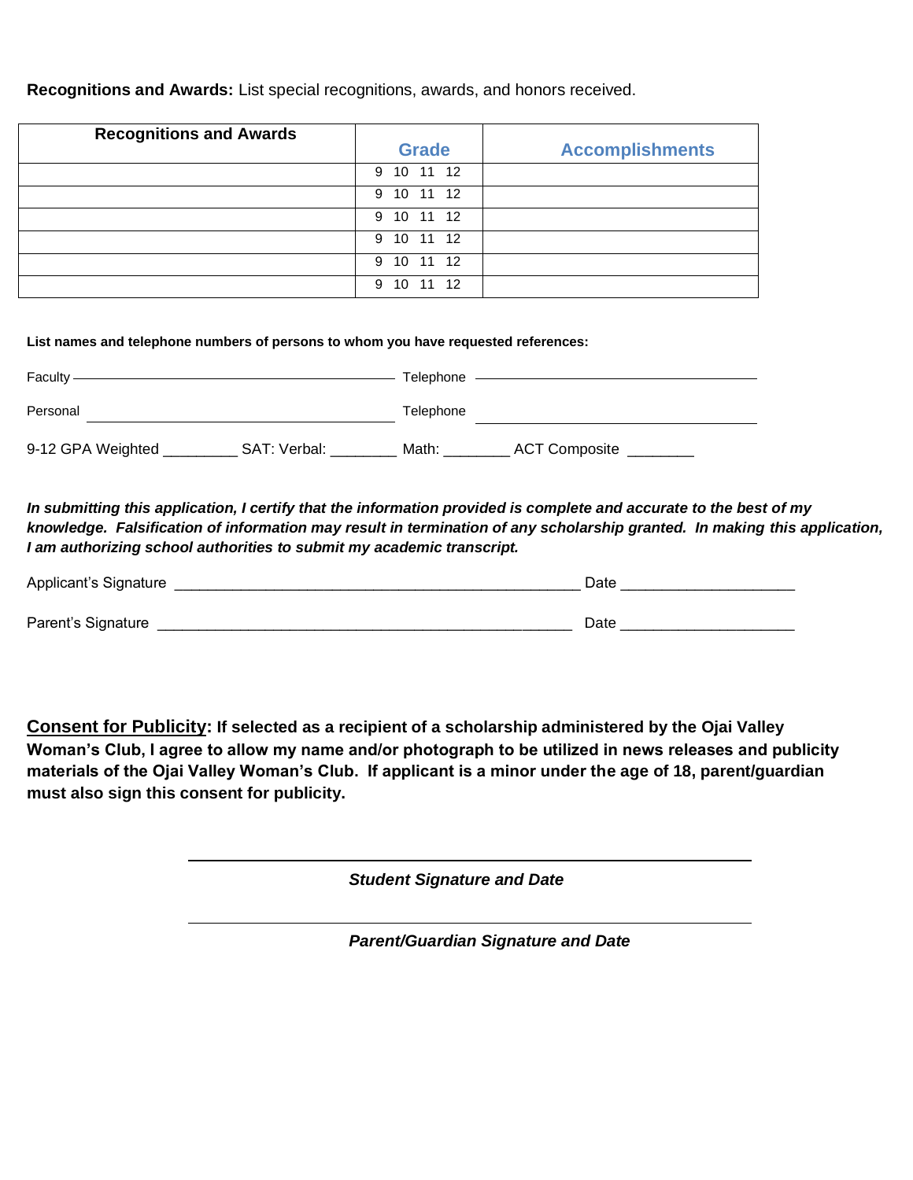**Recognitions and Awards:** List special recognitions, awards, and honors received.

| Recognitions and Awards | Grade | Accomplishments |
|---|---|---|
| | 9 10 11 12 | |
| | 9 10 11 12 | |
| | 9 10 11 12 | |
| | 9 10 11 12 | |
| | 9 10 11 12 | |
| | 9 10 11 12 | |

**List names and telephone numbers of persons to whom you have requested references:**

Faculty ________________________________________ Telephone ________________________________

Personal ________________________________________ Telephone ________________________________

9-12 GPA Weighted _________ SAT: Verbal: ________ Math: ________ ACT Composite ________

***In submitting this application, I certify that the information provided is complete and accurate to the best of my knowledge. Falsification of information may result in termination of any scholarship granted. In making this application, I am authorizing school authorities to submit my academic transcript.***

Applicant's Signature __________________________________________________ Date ____________________

Parent's Signature ____________________________________________________ Date ____________________

**<u>Consent for Publicity</u>: If selected as a recipient of a scholarship administered by the Ojai Valley Woman's Club, I agree to allow my name and/or photograph to be utilized in news releases and publicity materials of the Ojai Valley Woman's Club. If applicant is a minor under the age of 18, parent/guardian must also sign this consent for publicity.**

______________________________________________________________

***Student Signature and Date***

______________________________________________________________

***Parent/Guardian Signature and Date***